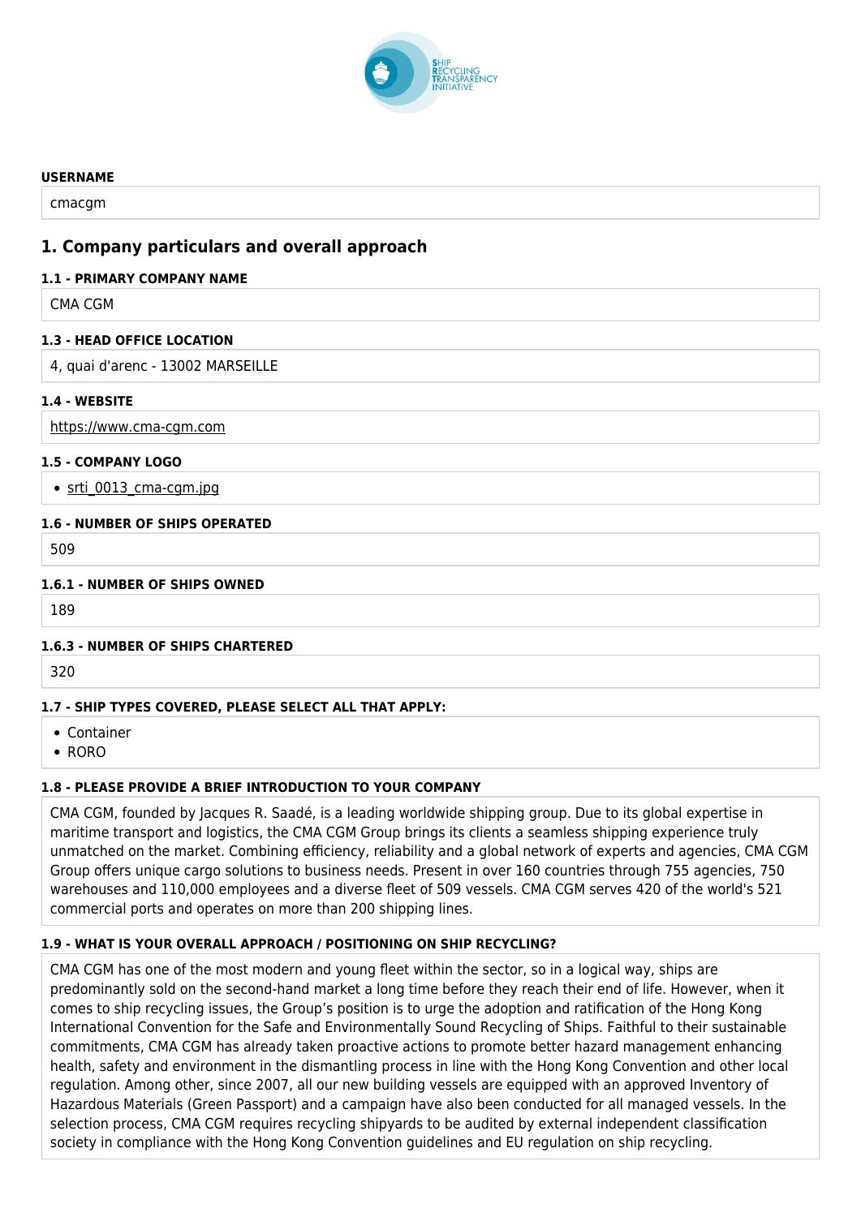SHIP RECYCLING TRANSPARENCY INITIATIVE

**USERNAME**

cmacgm

## 1. Company particulars and overall approach

**1.1 - PRIMARY COMPANY NAME**

CMA CGM

**1.3 - HEAD OFFICE LOCATION**

4, quai d'arenc - 13002 MARSEILLE

**1.4 - WEBSITE**

https://www.cma-cgm.com

**1.5 - COMPANY LOGO**

- srti_0013_cma-cgm.jpg

**1.6 - NUMBER OF SHIPS OPERATED**

509

**1.6.1 - NUMBER OF SHIPS OWNED**

189

**1.6.3 - NUMBER OF SHIPS CHARTERED**

320

**1.7 - SHIP TYPES COVERED, PLEASE SELECT ALL THAT APPLY:**

- Container
- RORO

**1.8 - PLEASE PROVIDE A BRIEF INTRODUCTION TO YOUR COMPANY**

CMA CGM, founded by Jacques R. Saadé, is a leading worldwide shipping group. Due to its global expertise in maritime transport and logistics, the CMA CGM Group brings its clients a seamless shipping experience truly unmatched on the market. Combining efficiency, reliability and a global network of experts and agencies, CMA CGM Group offers unique cargo solutions to business needs. Present in over 160 countries through 755 agencies, 750 warehouses and 110,000 employees and a diverse fleet of 509 vessels. CMA CGM serves 420 of the world's 521 commercial ports and operates on more than 200 shipping lines.

**1.9 - WHAT IS YOUR OVERALL APPROACH / POSITIONING ON SHIP RECYCLING?**

CMA CGM has one of the most modern and young fleet within the sector, so in a logical way, ships are predominantly sold on the second-hand market a long time before they reach their end of life. However, when it comes to ship recycling issues, the Group's position is to urge the adoption and ratification of the Hong Kong International Convention for the Safe and Environmentally Sound Recycling of Ships. Faithful to their sustainable commitments, CMA CGM has already taken proactive actions to promote better hazard management enhancing health, safety and environment in the dismantling process in line with the Hong Kong Convention and other local regulation. Among other, since 2007, all our new building vessels are equipped with an approved Inventory of Hazardous Materials (Green Passport) and a campaign have also been conducted for all managed vessels. In the selection process, CMA CGM requires recycling shipyards to be audited by external independent classification society in compliance with the Hong Kong Convention guidelines and EU regulation on ship recycling.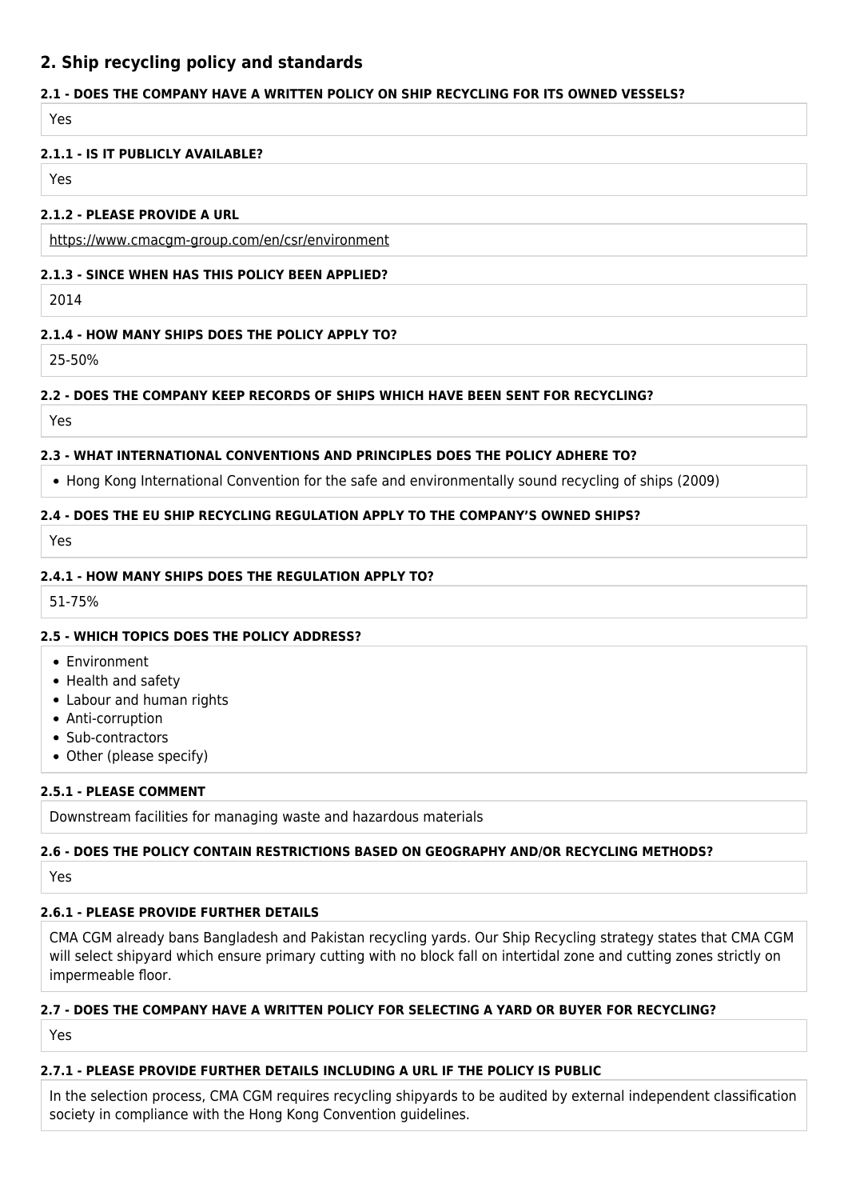## 2. Ship recycling policy and standards

#### 2.1 - DOES THE COMPANY HAVE A WRITTEN POLICY ON SHIP RECYCLING FOR ITS OWNED VESSELS?

Yes

#### 2.1.1 - IS IT PUBLICLY AVAILABLE?

Yes

#### 2.1.2 - PLEASE PROVIDE A URL

https://www.cmacgm-group.com/en/csr/environment

#### 2.1.3 - SINCE WHEN HAS THIS POLICY BEEN APPLIED?

2014

#### 2.1.4 - HOW MANY SHIPS DOES THE POLICY APPLY TO?

25-50%

#### 2.2 - DOES THE COMPANY KEEP RECORDS OF SHIPS WHICH HAVE BEEN SENT FOR RECYCLING?

Yes

#### 2.3 - WHAT INTERNATIONAL CONVENTIONS AND PRINCIPLES DOES THE POLICY ADHERE TO?

- Hong Kong International Convention for the safe and environmentally sound recycling of ships (2009)

#### 2.4 - DOES THE EU SHIP RECYCLING REGULATION APPLY TO THE COMPANY'S OWNED SHIPS?

Yes

#### 2.4.1 - HOW MANY SHIPS DOES THE REGULATION APPLY TO?

51-75%

#### 2.5 - WHICH TOPICS DOES THE POLICY ADDRESS?

- Environment
- Health and safety
- Labour and human rights
- Anti-corruption
- Sub-contractors
- Other (please specify)

#### 2.5.1 - PLEASE COMMENT

Downstream facilities for managing waste and hazardous materials

#### 2.6 - DOES THE POLICY CONTAIN RESTRICTIONS BASED ON GEOGRAPHY AND/OR RECYCLING METHODS?

Yes

#### 2.6.1 - PLEASE PROVIDE FURTHER DETAILS

CMA CGM already bans Bangladesh and Pakistan recycling yards. Our Ship Recycling strategy states that CMA CGM will select shipyard which ensure primary cutting with no block fall on intertidal zone and cutting zones strictly on impermeable floor.

#### 2.7 - DOES THE COMPANY HAVE A WRITTEN POLICY FOR SELECTING A YARD OR BUYER FOR RECYCLING?

Yes

#### 2.7.1 - PLEASE PROVIDE FURTHER DETAILS INCLUDING A URL IF THE POLICY IS PUBLIC

In the selection process, CMA CGM requires recycling shipyards to be audited by external independent classification society in compliance with the Hong Kong Convention guidelines.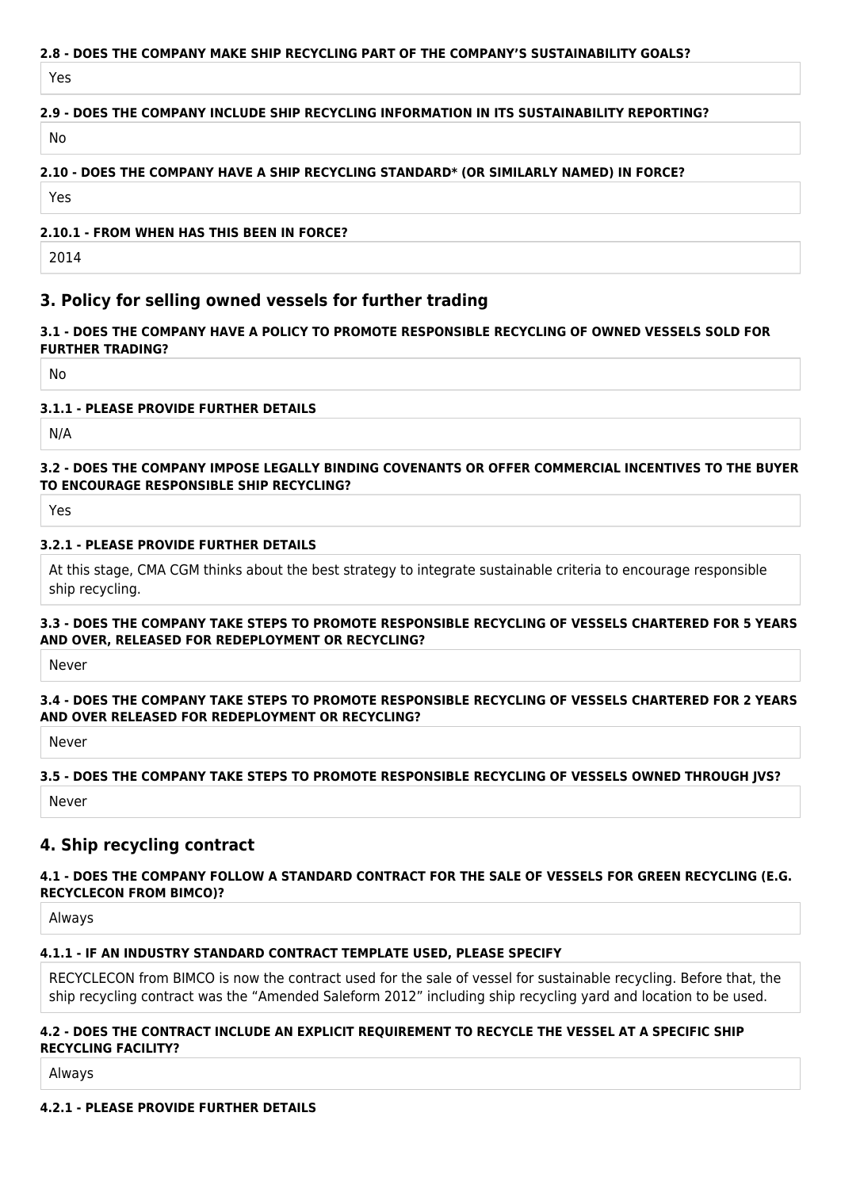#### 2.8 - DOES THE COMPANY MAKE SHIP RECYCLING PART OF THE COMPANY'S SUSTAINABILITY GOALS?

Yes

#### 2.9 - DOES THE COMPANY INCLUDE SHIP RECYCLING INFORMATION IN ITS SUSTAINABILITY REPORTING?

No

#### 2.10 - DOES THE COMPANY HAVE A SHIP RECYCLING STANDARD* (OR SIMILARLY NAMED) IN FORCE?

Yes

#### 2.10.1 - FROM WHEN HAS THIS BEEN IN FORCE?

2014

## 3. Policy for selling owned vessels for further trading

#### 3.1 - DOES THE COMPANY HAVE A POLICY TO PROMOTE RESPONSIBLE RECYCLING OF OWNED VESSELS SOLD FOR FURTHER TRADING?

No

#### 3.1.1 - PLEASE PROVIDE FURTHER DETAILS

N/A

#### 3.2 - DOES THE COMPANY IMPOSE LEGALLY BINDING COVENANTS OR OFFER COMMERCIAL INCENTIVES TO THE BUYER TO ENCOURAGE RESPONSIBLE SHIP RECYCLING?

Yes

#### 3.2.1 - PLEASE PROVIDE FURTHER DETAILS

At this stage, CMA CGM thinks about the best strategy to integrate sustainable criteria to encourage responsible ship recycling.

#### 3.3 - DOES THE COMPANY TAKE STEPS TO PROMOTE RESPONSIBLE RECYCLING OF VESSELS CHARTERED FOR 5 YEARS AND OVER, RELEASED FOR REDEPLOYMENT OR RECYCLING?

Never

#### 3.4 - DOES THE COMPANY TAKE STEPS TO PROMOTE RESPONSIBLE RECYCLING OF VESSELS CHARTERED FOR 2 YEARS AND OVER RELEASED FOR REDEPLOYMENT OR RECYCLING?

Never

#### 3.5 - DOES THE COMPANY TAKE STEPS TO PROMOTE RESPONSIBLE RECYCLING OF VESSELS OWNED THROUGH JVS?

Never

## 4. Ship recycling contract

#### 4.1 - DOES THE COMPANY FOLLOW A STANDARD CONTRACT FOR THE SALE OF VESSELS FOR GREEN RECYCLING (E.G. RECYCLECON FROM BIMCO)?

Always

#### 4.1.1 - IF AN INDUSTRY STANDARD CONTRACT TEMPLATE USED, PLEASE SPECIFY

RECYCLECON from BIMCO is now the contract used for the sale of vessel for sustainable recycling. Before that, the ship recycling contract was the "Amended Saleform 2012" including ship recycling yard and location to be used.

#### 4.2 - DOES THE CONTRACT INCLUDE AN EXPLICIT REQUIREMENT TO RECYCLE THE VESSEL AT A SPECIFIC SHIP RECYCLING FACILITY?

Always

#### 4.2.1 - PLEASE PROVIDE FURTHER DETAILS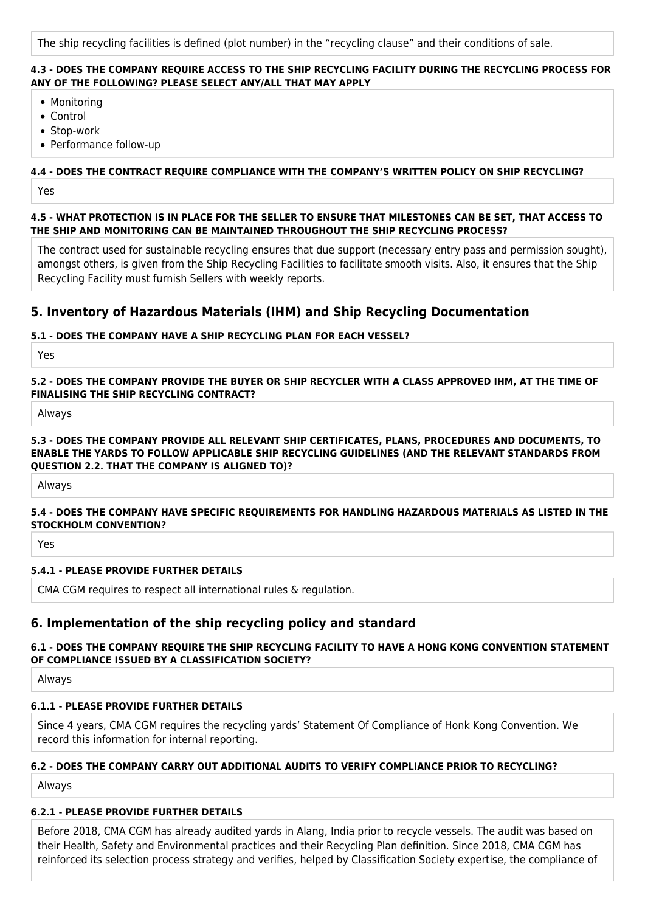The ship recycling facilities is defined (plot number) in the "recycling clause" and their conditions of sale.

#### 4.3 - DOES THE COMPANY REQUIRE ACCESS TO THE SHIP RECYCLING FACILITY DURING THE RECYCLING PROCESS FOR ANY OF THE FOLLOWING? PLEASE SELECT ANY/ALL THAT MAY APPLY

- Monitoring
- Control
- Stop-work
- Performance follow-up

#### 4.4 - DOES THE CONTRACT REQUIRE COMPLIANCE WITH THE COMPANY'S WRITTEN POLICY ON SHIP RECYCLING?

Yes

#### 4.5 - WHAT PROTECTION IS IN PLACE FOR THE SELLER TO ENSURE THAT MILESTONES CAN BE SET, THAT ACCESS TO THE SHIP AND MONITORING CAN BE MAINTAINED THROUGHOUT THE SHIP RECYCLING PROCESS?

The contract used for sustainable recycling ensures that due support (necessary entry pass and permission sought), amongst others, is given from the Ship Recycling Facilities to facilitate smooth visits. Also, it ensures that the Ship Recycling Facility must furnish Sellers with weekly reports.

## 5. Inventory of Hazardous Materials (IHM) and Ship Recycling Documentation

#### 5.1 - DOES THE COMPANY HAVE A SHIP RECYCLING PLAN FOR EACH VESSEL?

Yes

#### 5.2 - DOES THE COMPANY PROVIDE THE BUYER OR SHIP RECYCLER WITH A CLASS APPROVED IHM, AT THE TIME OF FINALISING THE SHIP RECYCLING CONTRACT?

Always

#### 5.3 - DOES THE COMPANY PROVIDE ALL RELEVANT SHIP CERTIFICATES, PLANS, PROCEDURES AND DOCUMENTS, TO ENABLE THE YARDS TO FOLLOW APPLICABLE SHIP RECYCLING GUIDELINES (AND THE RELEVANT STANDARDS FROM QUESTION 2.2. THAT THE COMPANY IS ALIGNED TO)?

Always

#### 5.4 - DOES THE COMPANY HAVE SPECIFIC REQUIREMENTS FOR HANDLING HAZARDOUS MATERIALS AS LISTED IN THE STOCKHOLM CONVENTION?

Yes

#### 5.4.1 - PLEASE PROVIDE FURTHER DETAILS

CMA CGM requires to respect all international rules & regulation.

## 6. Implementation of the ship recycling policy and standard

#### 6.1 - DOES THE COMPANY REQUIRE THE SHIP RECYCLING FACILITY TO HAVE A HONG KONG CONVENTION STATEMENT OF COMPLIANCE ISSUED BY A CLASSIFICATION SOCIETY?

Always

#### 6.1.1 - PLEASE PROVIDE FURTHER DETAILS

Since 4 years, CMA CGM requires the recycling yards' Statement Of Compliance of Honk Kong Convention. We record this information for internal reporting.

#### 6.2 - DOES THE COMPANY CARRY OUT ADDITIONAL AUDITS TO VERIFY COMPLIANCE PRIOR TO RECYCLING?

Always

#### 6.2.1 - PLEASE PROVIDE FURTHER DETAILS

Before 2018, CMA CGM has already audited yards in Alang, India prior to recycle vessels. The audit was based on their Health, Safety and Environmental practices and their Recycling Plan definition. Since 2018, CMA CGM has reinforced its selection process strategy and verifies, helped by Classification Society expertise, the compliance of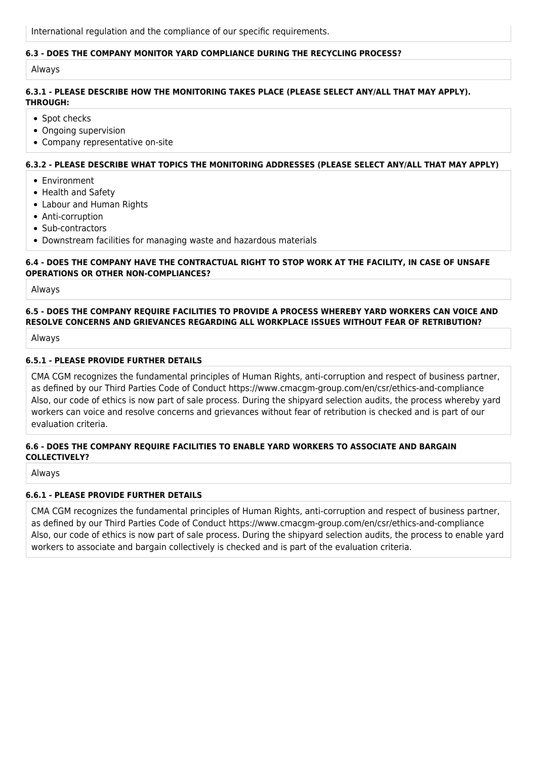International regulation and the compliance of our specific requirements.

#### 6.3 - DOES THE COMPANY MONITOR YARD COMPLIANCE DURING THE RECYCLING PROCESS?

Always

#### 6.3.1 - PLEASE DESCRIBE HOW THE MONITORING TAKES PLACE (PLEASE SELECT ANY/ALL THAT MAY APPLY). THROUGH:

- Spot checks
- Ongoing supervision
- Company representative on-site

#### 6.3.2 - PLEASE DESCRIBE WHAT TOPICS THE MONITORING ADDRESSES (PLEASE SELECT ANY/ALL THAT MAY APPLY)

- Environment
- Health and Safety
- Labour and Human Rights
- Anti-corruption
- Sub-contractors
- Downstream facilities for managing waste and hazardous materials

#### 6.4 - DOES THE COMPANY HAVE THE CONTRACTUAL RIGHT TO STOP WORK AT THE FACILITY, IN CASE OF UNSAFE OPERATIONS OR OTHER NON-COMPLIANCES?

Always

#### 6.5 - DOES THE COMPANY REQUIRE FACILITIES TO PROVIDE A PROCESS WHEREBY YARD WORKERS CAN VOICE AND RESOLVE CONCERNS AND GRIEVANCES REGARDING ALL WORKPLACE ISSUES WITHOUT FEAR OF RETRIBUTION?

Always

#### 6.5.1 - PLEASE PROVIDE FURTHER DETAILS

CMA CGM recognizes the fundamental principles of Human Rights, anti-corruption and respect of business partner, as defined by our Third Parties Code of Conduct https://www.cmacgm-group.com/en/csr/ethics-and-compliance Also, our code of ethics is now part of sale process. During the shipyard selection audits, the process whereby yard workers can voice and resolve concerns and grievances without fear of retribution is checked and is part of our evaluation criteria.

#### 6.6 - DOES THE COMPANY REQUIRE FACILITIES TO ENABLE YARD WORKERS TO ASSOCIATE AND BARGAIN COLLECTIVELY?

Always

#### 6.6.1 - PLEASE PROVIDE FURTHER DETAILS

CMA CGM recognizes the fundamental principles of Human Rights, anti-corruption and respect of business partner, as defined by our Third Parties Code of Conduct https://www.cmacgm-group.com/en/csr/ethics-and-compliance Also, our code of ethics is now part of sale process. During the shipyard selection audits, the process to enable yard workers to associate and bargain collectively is checked and is part of the evaluation criteria.